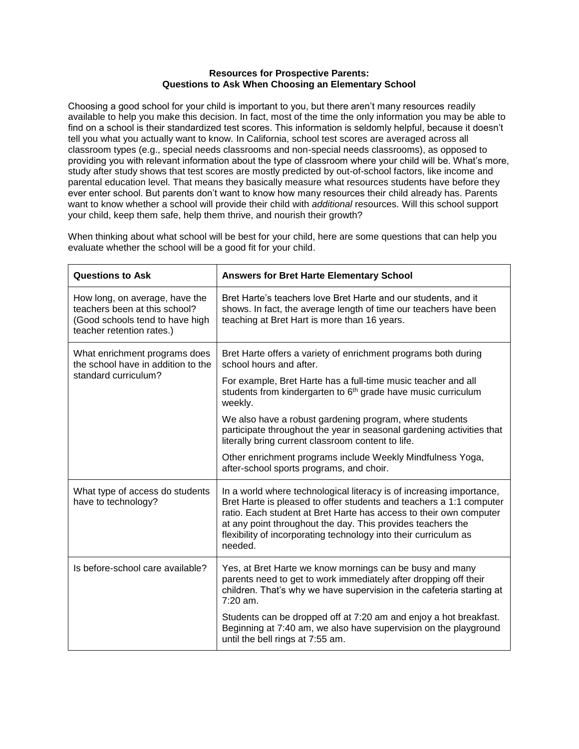**Resources for Prospective Parents:**
**Questions to Ask When Choosing an Elementary School**

Choosing a good school for your child is important to you, but there aren't many resources readily available to help you make this decision. In fact, most of the time the only information you may be able to find on a school is their standardized test scores. This information is seldomly helpful, because it doesn't tell you what you actually want to know. In California, school test scores are averaged across all classroom types (e.g., special needs classrooms and non-special needs classrooms), as opposed to providing you with relevant information about the type of classroom where your child will be. What's more, study after study shows that test scores are mostly predicted by out-of-school factors, like income and parental education level. That means they basically measure what resources students have before they ever enter school. But parents don't want to know how many resources their child already has. Parents want to know whether a school will provide their child with *additional* resources. Will this school support your child, keep them safe, help them thrive, and nourish their growth?

When thinking about what school will be best for your child, here are some questions that can help you evaluate whether the school will be a good fit for your child.

| Questions to Ask | Answers for Bret Harte Elementary School |
|---|---|
| How long, on average, have the teachers been at this school? (Good schools tend to have high teacher retention rates.) | Bret Harte's teachers love Bret Harte and our students, and it shows. In fact, the average length of time our teachers have been teaching at Bret Hart is more than 16 years. |
| What enrichment programs does the school have in addition to the standard curriculum? | Bret Harte offers a variety of enrichment programs both during school hours and after.<br><br>For example, Bret Harte has a full-time music teacher and all students from kindergarten to 6th grade have music curriculum weekly.<br><br>We also have a robust gardening program, where students participate throughout the year in seasonal gardening activities that literally bring current classroom content to life.<br><br>Other enrichment programs include Weekly Mindfulness Yoga, after-school sports programs, and choir. |
| What type of access do students have to technology? | In a world where technological literacy is of increasing importance, Bret Harte is pleased to offer students and teachers a 1:1 computer ratio. Each student at Bret Harte has access to their own computer at any point throughout the day. This provides teachers the flexibility of incorporating technology into their curriculum as needed. |
| Is before-school care available? | Yes, at Bret Harte we know mornings can be busy and many parents need to get to work immediately after dropping off their children. That's why we have supervision in the cafeteria starting at 7:20 am.<br><br>Students can be dropped off at 7:20 am and enjoy a hot breakfast. Beginning at 7:40 am, we also have supervision on the playground until the bell rings at 7:55 am. |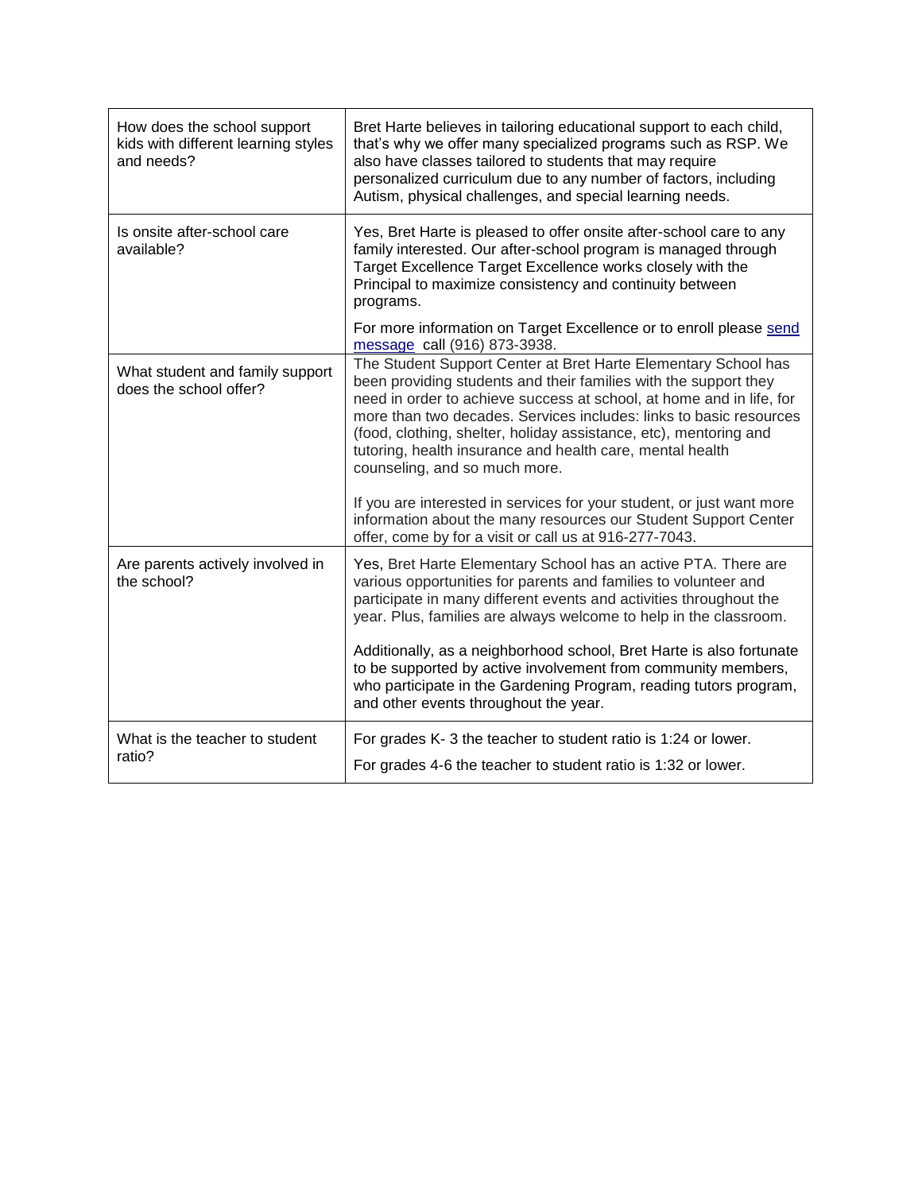| | |
|---|---|
| How does the school support kids with different learning styles and needs? | Bret Harte believes in tailoring educational support to each child, that's why we offer many specialized programs such as RSP. We also have classes tailored to students that may require personalized curriculum due to any number of factors, including Autism, physical challenges, and special learning needs. |
| Is onsite after-school care available? | Yes, Bret Harte is pleased to offer onsite after-school care to any family interested. Our after-school program is managed through Target Excellence Target Excellence works closely with the Principal to maximize consistency and continuity between programs.<br><br>For more information on Target Excellence or to enroll please send message call (916) 873-3938. |
| What student and family support does the school offer? | The Student Support Center at Bret Harte Elementary School has been providing students and their families with the support they need in order to achieve success at school, at home and in life, for more than two decades. Services includes: links to basic resources (food, clothing, shelter, holiday assistance, etc), mentoring and tutoring, health insurance and health care, mental health counseling, and so much more.<br><br>If you are interested in services for your student, or just want more information about the many resources our Student Support Center offer, come by for a visit or call us at 916-277-7043. |
| Are parents actively involved in the school? | Yes, Bret Harte Elementary School has an active PTA. There are various opportunities for parents and families to volunteer and participate in many different events and activities throughout the year. Plus, families are always welcome to help in the classroom.<br><br>Additionally, as a neighborhood school, Bret Harte is also fortunate to be supported by active involvement from community members, who participate in the Gardening Program, reading tutors program, and other events throughout the year. |
| What is the teacher to student ratio? | For grades K- 3 the teacher to student ratio is 1:24 or lower.<br><br>For grades 4-6 the teacher to student ratio is 1:32 or lower. |